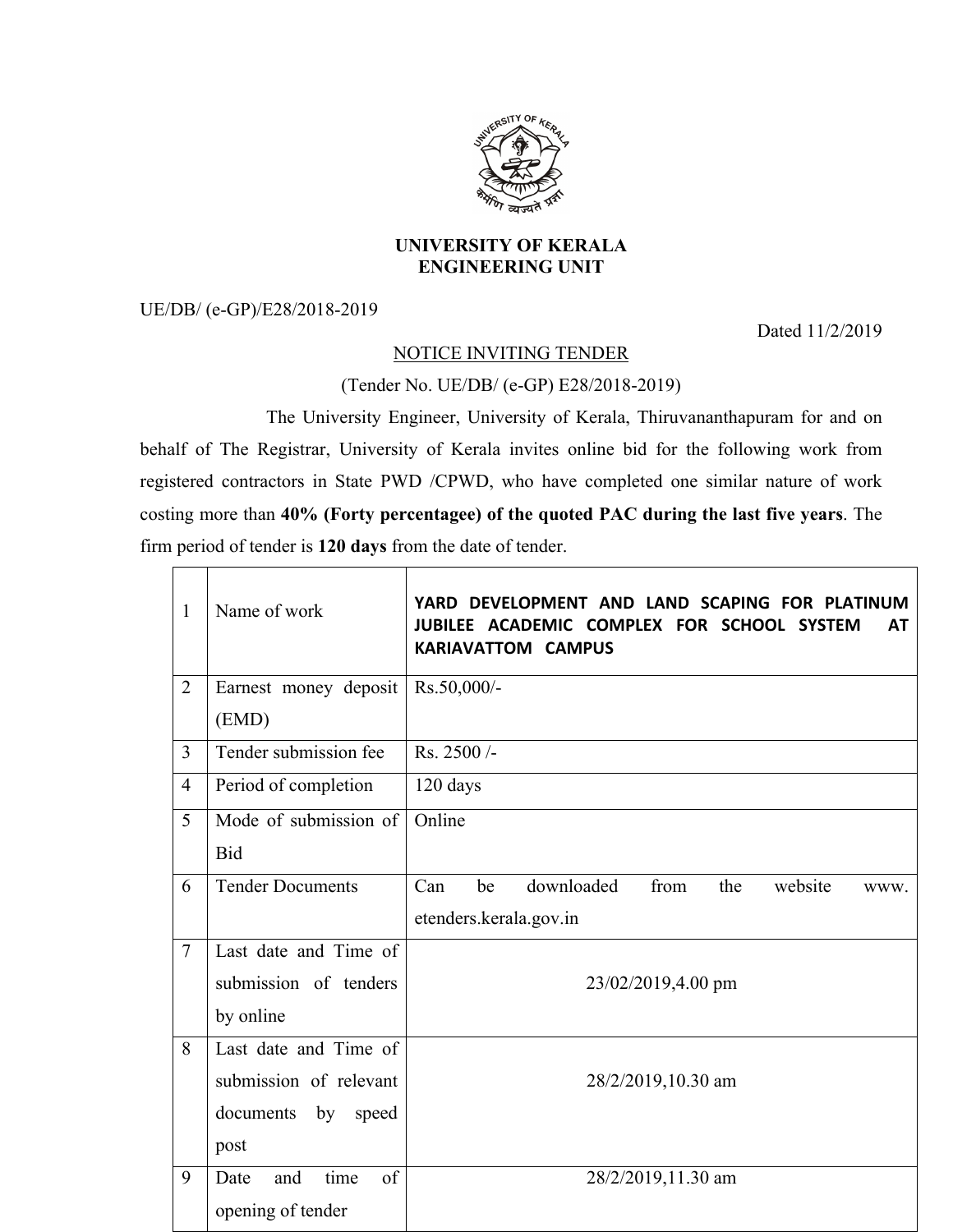# UNIVERSITY OF KERALA
## ENGINEERING UNIT

UE/DB/ (e-GP)/E28/2018-2019

Dated 11/2/2019

NOTICE INVITING TENDER

(Tender No. UE/DB/ (e-GP) E28/2018-2019)

The University Engineer, University of Kerala, Thiruvananthapuram for and on behalf of The Registrar, University of Kerala invites online bid for the following work from registered contractors in State PWD /CPWD, who have completed one similar nature of work costing more than **40% (Forty percentagee) of the quoted PAC during the last five years**. The firm period of tender is **120 days** from the date of tender.

| | | |
|---|---|---|
| 1 | Name of work | **YARD DEVELOPMENT AND LAND SCAPING FOR PLATINUM JUBILEE ACADEMIC COMPLEX FOR SCHOOL SYSTEM AT KARIAVATTOM CAMPUS** |
| 2 | Earnest money deposit (EMD) | Rs.50,000/- |
| 3 | Tender submission fee | Rs. 2500 /- |
| 4 | Period of completion | 120 days |
| 5 | Mode of submission of Bid | Online |
| 6 | Tender Documents | Can be downloaded from the website www. etenders.kerala.gov.in |
| 7 | Last date and Time of submission of tenders by online | 23/02/2019,4.00 pm |
| 8 | Last date and Time of submission of relevant documents by speed post | 28/2/2019,10.30 am |
| 9 | Date and time of opening of tender | 28/2/2019,11.30 am |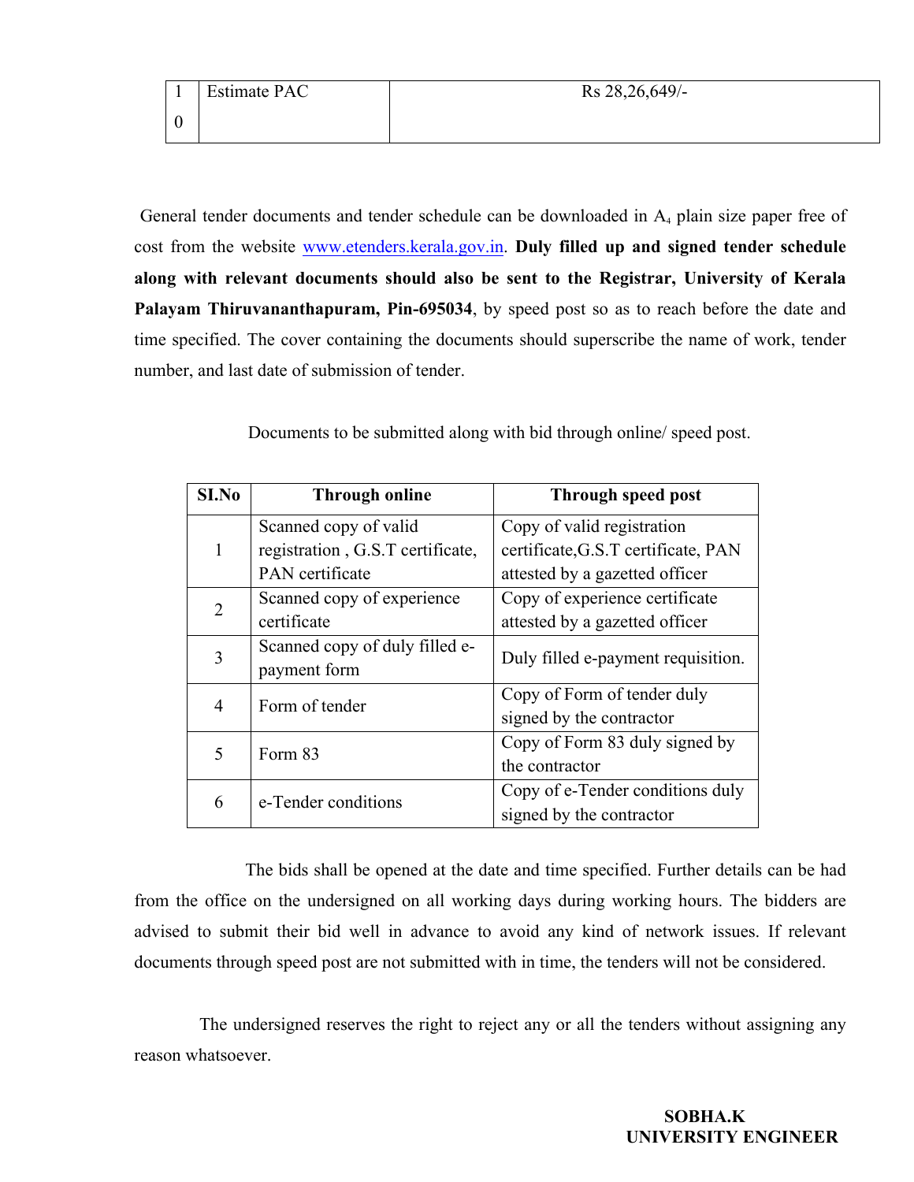| | | |
|---|---|---|
| 10 | Estimate PAC | Rs 28,26,649/- |

General tender documents and tender schedule can be downloaded in $A_4$ plain size paper free of cost from the website www.etenders.kerala.gov.in. **Duly filled up and signed tender schedule along with relevant documents should also be sent to the Registrar, University of Kerala Palayam Thiruvananthapuram, Pin-695034**, by speed post so as to reach before the date and time specified. The cover containing the documents should superscribe the name of work, tender number, and last date of submission of tender.

Documents to be submitted along with bid through online/ speed post.

| SI.No | Through online | Through speed post |
|---|---|---|
| 1 | Scanned copy of valid registration , G.S.T certificate, PAN certificate | Copy of valid registration certificate,G.S.T certificate, PAN attested by a gazetted officer |
| 2 | Scanned copy of experience certificate | Copy of experience certificate attested by a gazetted officer |
| 3 | Scanned copy of duly filled e-payment form | Duly filled e-payment requisition. |
| 4 | Form of tender | Copy of Form of tender duly signed by the contractor |
| 5 | Form 83 | Copy of Form 83 duly signed by the contractor |
| 6 | e-Tender conditions | Copy of e-Tender conditions duly signed by the contractor |

The bids shall be opened at the date and time specified. Further details can be had from the office on the undersigned on all working days during working hours. The bidders are advised to submit their bid well in advance to avoid any kind of network issues. If relevant documents through speed post are not submitted with in time, the tenders will not be considered.

The undersigned reserves the right to reject any or all the tenders without assigning any reason whatsoever.

**SOBHA.K**
**UNIVERSITY ENGINEER**